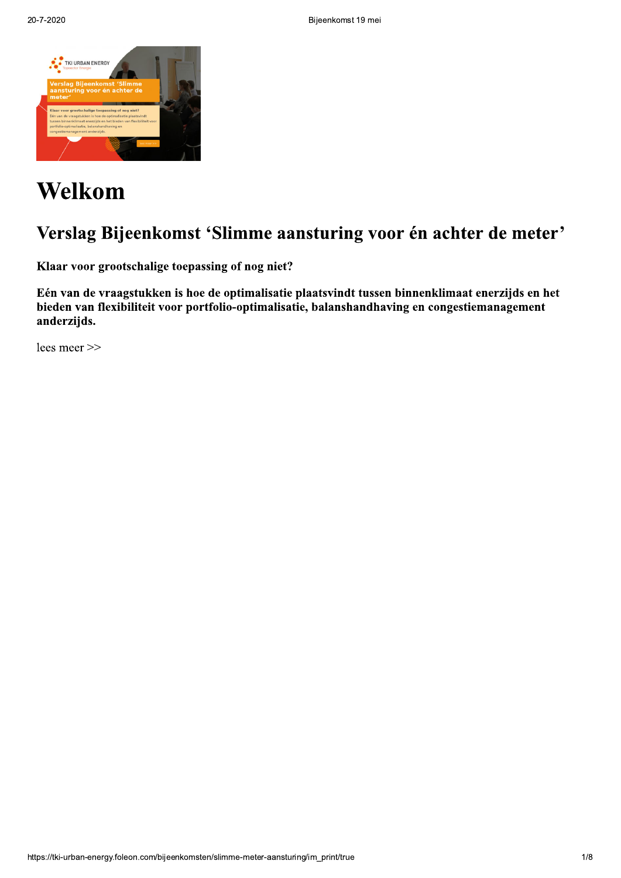# Welkom

## Verslag Bijeenkomst ‘Slimme aansturing voor én achter de meter’

**Klaar voor grootschalige toepassing of nog niet?**

**Eén van de vraagstukken is hoe de optimalisatie plaatsvindt tussen binnenklimaat enerzijds en het bieden van flexibiliteit voor portfolio-optimalisatie, balanshandhaving en congestiemanagement anderzijds.**

lees meer >>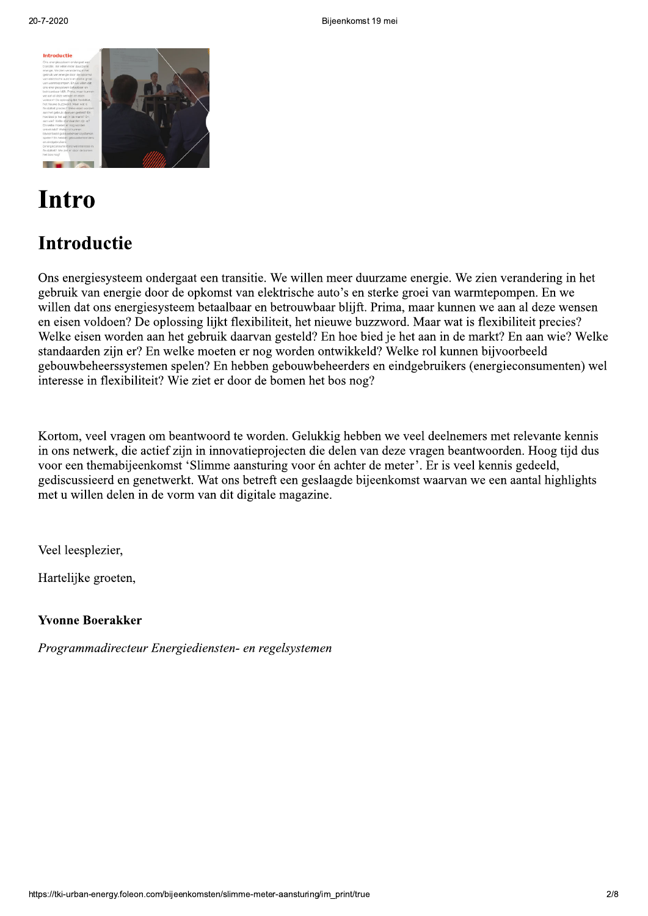# Intro

## Introductie

Ons energiesysteem ondergaat een transitie. We willen meer duurzame energie. We zien verandering in het gebruik van energie door de opkomst van elektrische auto's en sterke groei van warmtepompen. En we willen dat ons energiesysteem betaalbaar en betrouwbaar blijft. Prima, maar kunnen we aan al deze wensen en eisen voldoen? De oplossing lijkt flexibiliteit, het nieuwe buzzword. Maar wat is flexibiliteit precies? Welke eisen worden aan het gebruik daarvan gesteld? En hoe bied je het aan in de markt? En aan wie? Welke standaarden zijn er? En welke moeten er nog worden ontwikkeld? Welke rol kunnen bijvoorbeeld gebouwbeheerssystemen spelen? En hebben gebouwbeheerders en eindgebruikers (energieconsumenten) wel interesse in flexibiliteit? Wie ziet er door de bomen het bos nog?

Kortom, veel vragen om beantwoord te worden. Gelukkig hebben we veel deelnemers met relevante kennis in ons netwerk, die actief zijn in innovatieprojecten die delen van deze vragen beantwoorden. Hoog tijd dus voor een themabijeenkomst 'Slimme aansturing voor én achter de meter'. Er is veel kennis gedeeld, gediscussieerd en genetwerkt. Wat ons betreft een geslaagde bijeenkomst waarvan we een aantal highlights met u willen delen in de vorm van dit digitale magazine.

Veel leesplezier,

Hartelijke groeten,

**Yvonne Boerakker**

*Programmadirecteur Energiediensten- en regelsystemen*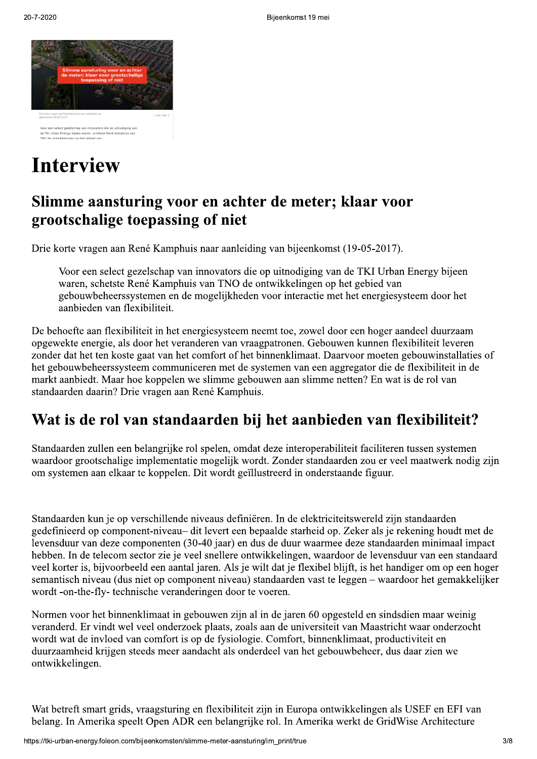# Interview

## Slimme aansturing voor en achter de meter; klaar voor grootschalige toepassing of niet

Drie korte vragen aan René Kamphuis naar aanleiding van bijeenkomst (19-05-2017).

> Voor een select gezelschap van innovators die op uitnodiging van de TKI Urban Energy bijeen waren, schetste René Kamphuis van TNO de ontwikkelingen op het gebied van gebouwbeheerssystemen en de mogelijkheden voor interactie met het energiesysteem door het aanbieden van flexibiliteit.

De behoefte aan flexibiliteit in het energiesysteem neemt toe, zowel door een hoger aandeel duurzaam opgewekte energie, als door het veranderen van vraagpatronen. Gebouwen kunnen flexibiliteit leveren zonder dat het ten koste gaat van het comfort of het binnenklimaat. Daarvoor moeten gebouwinstallaties of het gebouwbeheerssysteem communiceren met de systemen van een aggregator die de flexibiliteit in de markt aanbiedt. Maar hoe koppelen we slimme gebouwen aan slimme netten? En wat is de rol van standaarden daarin? Drie vragen aan René Kamphuis.

## Wat is de rol van standaarden bij het aanbieden van flexibiliteit?

Standaarden zullen een belangrijke rol spelen, omdat deze interoperabiliteit faciliteren tussen systemen waardoor grootschalige implementatie mogelijk wordt. Zonder standaarden zou er veel maatwerk nodig zijn om systemen aan elkaar te koppelen. Dit wordt geïllustreerd in onderstaande figuur.

Standaarden kun je op verschillende niveaus definiëren. In de elektriciteitswereld zijn standaarden gedefinieerd op component-niveau– dit levert een bepaalde starheid op. Zeker als je rekening houdt met de levensduur van deze componenten (30-40 jaar) en dus de duur waarmee deze standaarden minimaal impact hebben. In de telecom sector zie je veel snellere ontwikkelingen, waardoor de levensduur van een standaard veel korter is, bijvoorbeeld een aantal jaren. Als je wilt dat je flexibel blijft, is het handiger om op een hoger semantisch niveau (dus niet op component niveau) standaarden vast te leggen – waardoor het gemakkelijker wordt -on-the-fly- technische veranderingen door te voeren.

Normen voor het binnenklimaat in gebouwen zijn al in de jaren 60 opgesteld en sindsdien maar weinig veranderd. Er vindt wel veel onderzoek plaats, zoals aan de universiteit van Maastricht waar onderzocht wordt wat de invloed van comfort is op de fysiologie. Comfort, binnenklimaat, productiviteit en duurzaamheid krijgen steeds meer aandacht als onderdeel van het gebouwbeheer, dus daar zien we ontwikkelingen.

Wat betreft smart grids, vraagsturing en flexibiliteit zijn in Europa ontwikkelingen als USEF en EFI van belang. In Amerika speelt Open ADR een belangrijke rol. In Amerika werkt de GridWise Architecture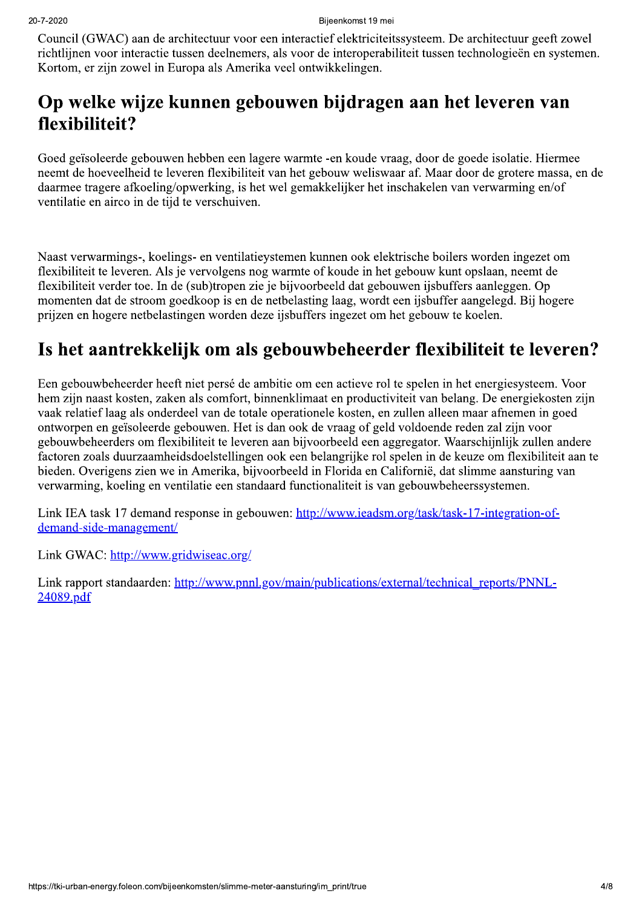Council (GWAC) aan de architectuur voor een interactief elektriciteitssysteem. De architectuur geeft zowel richtlijnen voor interactie tussen deelnemers, als voor de interoperabiliteit tussen technologieën en systemen. Kortom, er zijn zowel in Europa als Amerika veel ontwikkelingen.

## Op welke wijze kunnen gebouwen bijdragen aan het leveren van flexibiliteit?

Goed geïsoleerde gebouwen hebben een lagere warmte -en koude vraag, door de goede isolatie. Hiermee neemt de hoeveelheid te leveren flexibiliteit van het gebouw weliswaar af. Maar door de grotere massa, en de daarmee tragere afkoeling/opwerking, is het wel gemakkelijker het inschakelen van verwarming en/of ventilatie en airco in de tijd te verschuiven.

Naast verwarmings-, koelings- en ventilatieystemen kunnen ook elektrische boilers worden ingezet om flexibiliteit te leveren. Als je vervolgens nog warmte of koude in het gebouw kunt opslaan, neemt de flexibiliteit verder toe. In de (sub)tropen zie je bijvoorbeeld dat gebouwen ijsbuffers aanleggen. Op momenten dat de stroom goedkoop is en de netbelasting laag, wordt een ijsbuffer aangelegd. Bij hogere prijzen en hogere netbelastingen worden deze ijsbuffers ingezet om het gebouw te koelen.

## Is het aantrekkelijk om als gebouwbeheerder flexibiliteit te leveren?

Een gebouwbeheerder heeft niet persé de ambitie om een actieve rol te spelen in het energiesysteem. Voor hem zijn naast kosten, zaken als comfort, binnenklimaat en productiviteit van belang. De energiekosten zijn vaak relatief laag als onderdeel van de totale operationele kosten, en zullen alleen maar afnemen in goed ontworpen en geïsoleerde gebouwen. Het is dan ook de vraag of geld voldoende reden zal zijn voor gebouwbeheerders om flexibiliteit te leveren aan bijvoorbeeld een aggregator. Waarschijnlijk zullen andere factoren zoals duurzaamheidsdoelstellingen ook een belangrijke rol spelen in de keuze om flexibiliteit aan te bieden. Overigens zien we in Amerika, bijvoorbeeld in Florida en Californië, dat slimme aansturing van verwarming, koeling en ventilatie een standaard functionaliteit is van gebouwbeheerssystemen.

Link IEA task 17 demand response in gebouwen: [http://www.ieadsm.org/task/task-17-integration-of-demand-side-management/](http://www.ieadsm.org/task/task-17-integration-of-demand-side-management/)

Link GWAC: [http://www.gridwiseac.org/](http://www.gridwiseac.org/)

Link rapport standaarden: [http://www.pnnl.gov/main/publications/external/technical_reports/PNNL-24089.pdf](http://www.pnnl.gov/main/publications/external/technical_reports/PNNL-24089.pdf)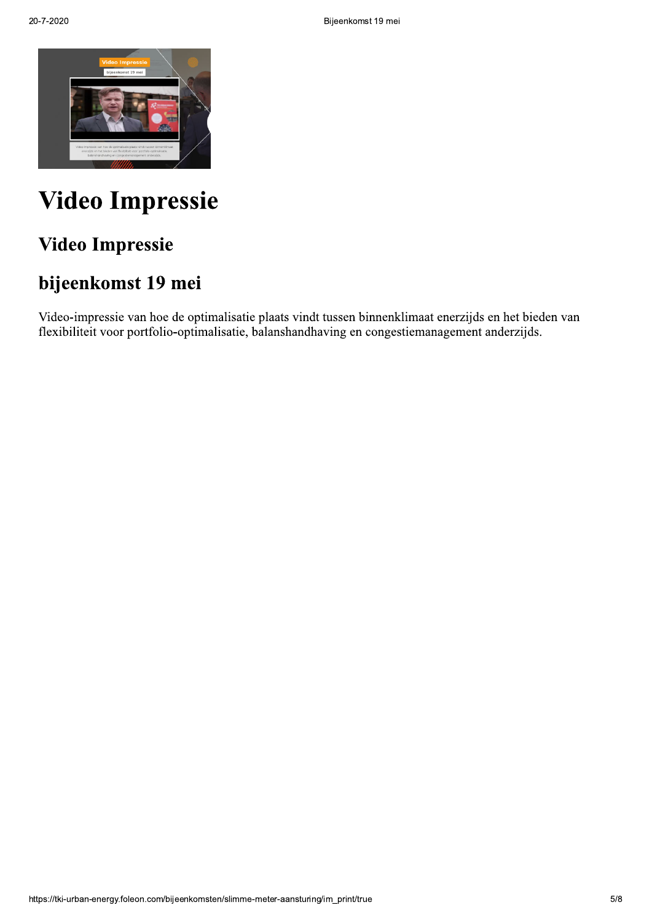# Video Impressie

## Video Impressie

## bijeenkomst 19 mei

Video-impressie van hoe de optimalisatie plaats vindt tussen binnenklimaat enerzijds en het bieden van flexibiliteit voor portfolio-optimalisatie, balanshandhaving en congestiemanagement anderzijds.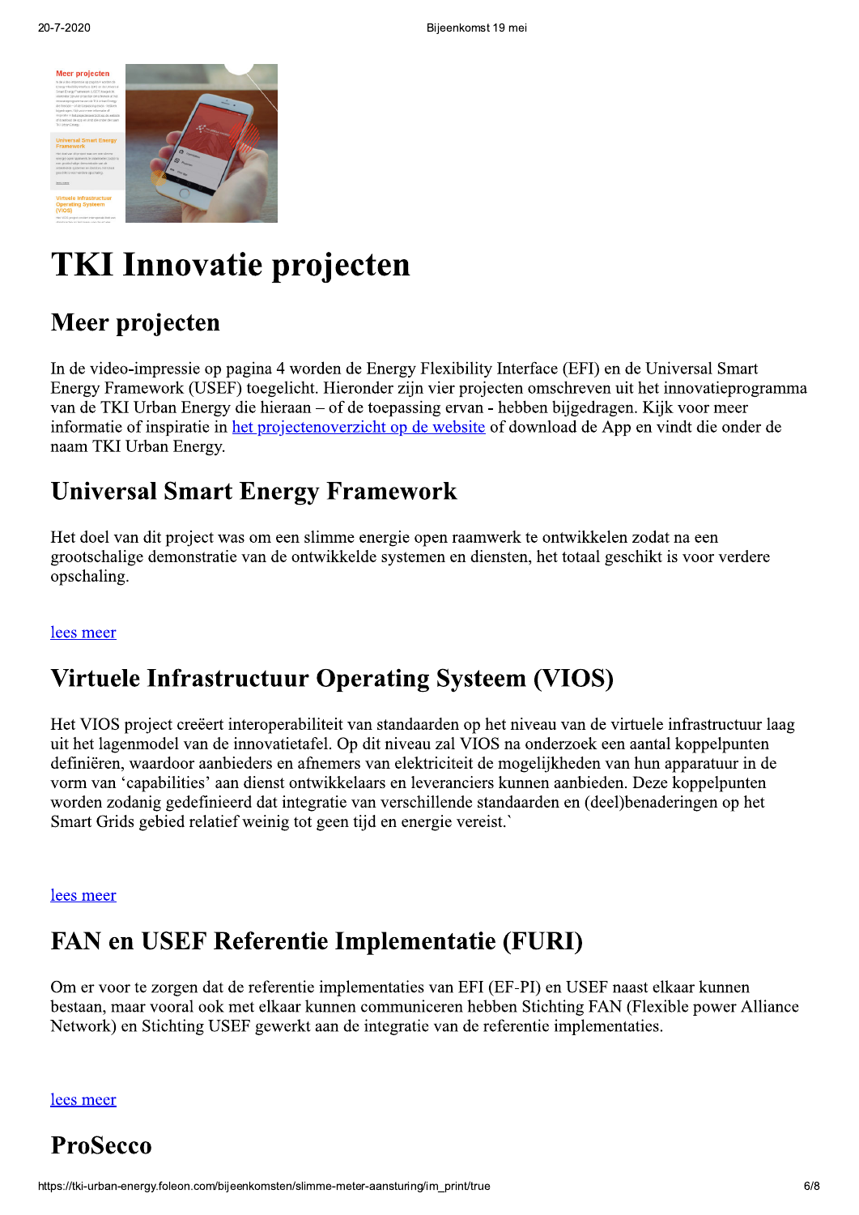# TKI Innovatie projecten

## Meer projecten

In de video-impressie op pagina 4 worden de Energy Flexibility Interface (EFI) en de Universal Smart Energy Framework (USEF) toegelicht. Hieronder zijn vier projecten omschreven uit het innovatieprogramma van de TKI Urban Energy die hieraan – of de toepassing ervan - hebben bijgedragen. Kijk voor meer informatie of inspiratie in het projectenoverzicht op de website of download de App en vindt die onder de naam TKI Urban Energy.

## Universal Smart Energy Framework

Het doel van dit project was om een slimme energie open raamwerk te ontwikkelen zodat na een grootschalige demonstratie van de ontwikkelde systemen en diensten, het totaal geschikt is voor verdere opschaling.

lees meer

## Virtuele Infrastructuur Operating Systeem (VIOS)

Het VIOS project creëert interoperabiliteit van standaarden op het niveau van de virtuele infrastructuur laag uit het lagenmodel van de innovatietafel. Op dit niveau zal VIOS na onderzoek een aantal koppelpunten definiëren, waardoor aanbieders en afnemers van elektriciteit de mogelijkheden van hun apparatuur in de vorm van 'capabilities' aan dienst ontwikkelaars en leveranciers kunnen aanbieden. Deze koppelpunten worden zodanig gedefinieerd dat integratie van verschillende standaarden en (deel)benaderingen op het Smart Grids gebied relatief weinig tot geen tijd en energie vereist.`

lees meer

## FAN en USEF Referentie Implementatie (FURI)

Om er voor te zorgen dat de referentie implementaties van EFI (EF-PI) en USEF naast elkaar kunnen bestaan, maar vooral ook met elkaar kunnen communiceren hebben Stichting FAN (Flexible power Alliance Network) en Stichting USEF gewerkt aan de integratie van de referentie implementaties.

lees meer

## ProSecco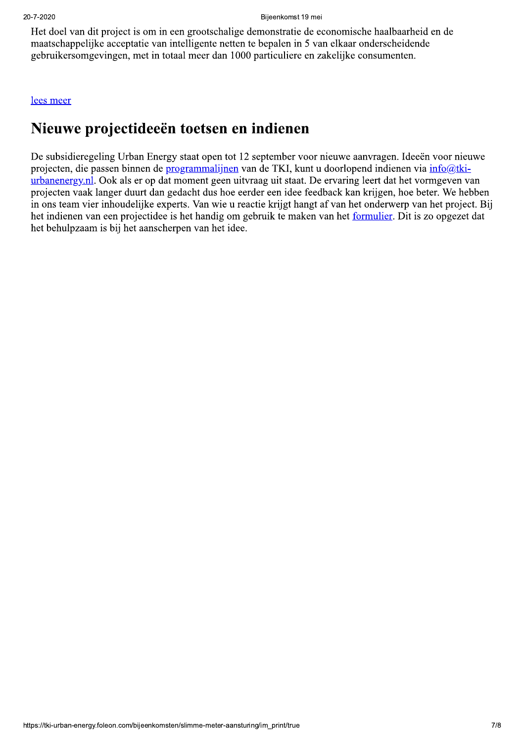Het doel van dit project is om in een grootschalige demonstratie de economische haalbaarheid en de maatschappelijke acceptatie van intelligente netten te bepalen in 5 van elkaar onderscheidende gebruikersomgevingen, met in totaal meer dan 1000 particuliere en zakelijke consumenten.

lees meer

## Nieuwe projectideeën toetsen en indienen

De subsidieregeling Urban Energy staat open tot 12 september voor nieuwe aanvragen. Ideeën voor nieuwe projecten, die passen binnen de programmalijnen van de TKI, kunt u doorlopend indienen via info@tki-urbanenergy.nl. Ook als er op dat moment geen uitvraag uit staat. De ervaring leert dat het vormgeven van projecten vaak langer duurt dan gedacht dus hoe eerder een idee feedback kan krijgen, hoe beter. We hebben in ons team vier inhoudelijke experts. Van wie u reactie krijgt hangt af van het onderwerp van het project. Bij het indienen van een projectidee is het handig om gebruik te maken van het formulier. Dit is zo opgezet dat het behulpzaam is bij het aanscherpen van het idee.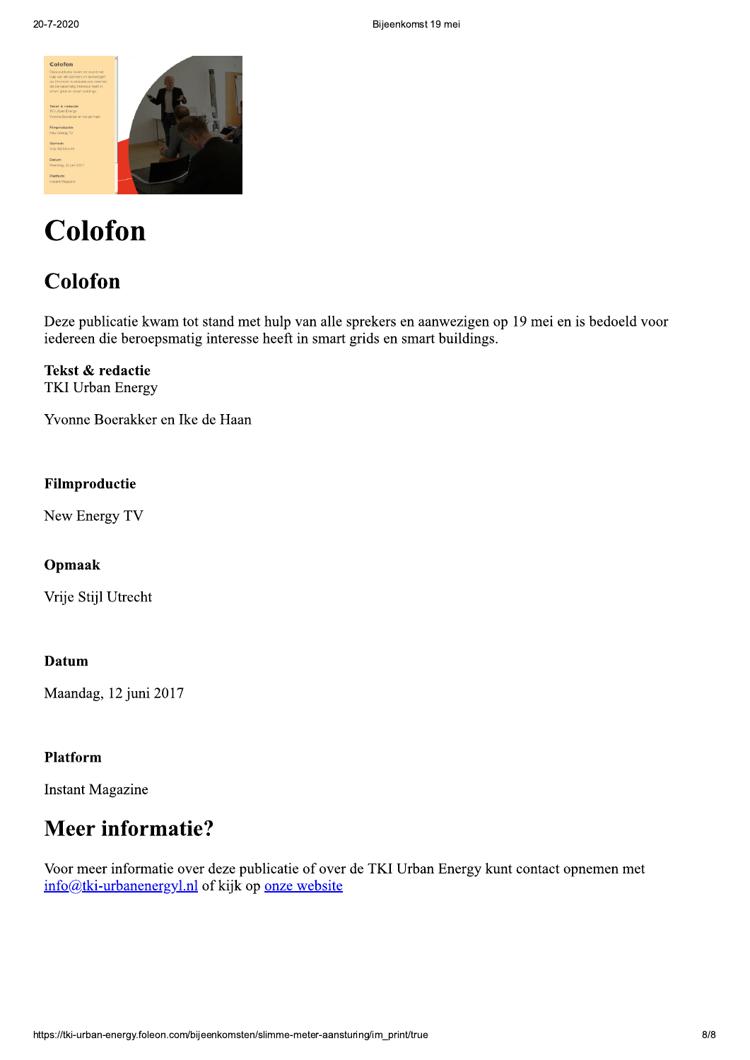# Colofon

## Colofon

Deze publicatie kwam tot stand met hulp van alle sprekers en aanwezigen op 19 mei en is bedoeld voor iedereen die beroepsmatig interesse heeft in smart grids en smart buildings.

**Tekst & redactie**
TKI Urban Energy

Yvonne Boerakker en Ike de Haan

**Filmproductie**

New Energy TV

**Opmaak**

Vrije Stijl Utrecht

**Datum**

Maandag, 12 juni 2017

**Platform**

Instant Magazine

## Meer informatie?

Voor meer informatie over deze publicatie of over de TKI Urban Energy kunt contact opnemen met [info@tki-urbanenergyl.nl](mailto:info@tki-urbanenergyl.nl) of kijk op [onze website]()